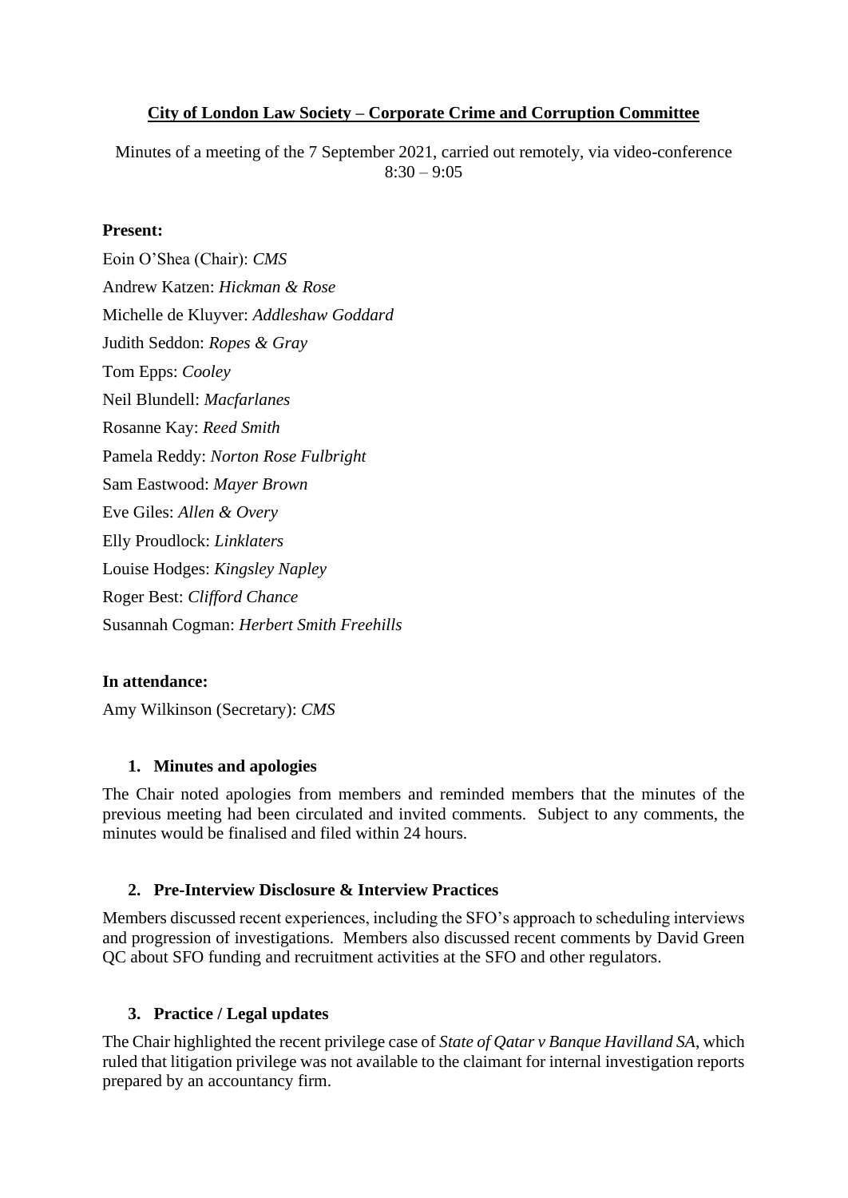**City of London Law Society – Corporate Crime and Corruption Committee**

Minutes of a meeting of the 7 September 2021, carried out remotely, via video-conference
8:30 – 9:05

**Present:**

Eoin O'Shea (Chair): *CMS*

Andrew Katzen: *Hickman & Rose*

Michelle de Kluyver: *Addleshaw Goddard*

Judith Seddon: *Ropes & Gray*

Tom Epps: *Cooley*

Neil Blundell: *Macfarlanes*

Rosanne Kay: *Reed Smith*

Pamela Reddy: *Norton Rose Fulbright*

Sam Eastwood: *Mayer Brown*

Eve Giles: *Allen & Overy*

Elly Proudlock: *Linklaters*

Louise Hodges: *Kingsley Napley*

Roger Best: *Clifford Chance*

Susannah Cogman: *Herbert Smith Freehills*

**In attendance:**

Amy Wilkinson (Secretary): *CMS*

1. **Minutes and apologies**

The Chair noted apologies from members and reminded members that the minutes of the previous meeting had been circulated and invited comments. Subject to any comments, the minutes would be finalised and filed within 24 hours.

2. **Pre-Interview Disclosure & Interview Practices**

Members discussed recent experiences, including the SFO's approach to scheduling interviews and progression of investigations. Members also discussed recent comments by David Green QC about SFO funding and recruitment activities at the SFO and other regulators.

3. **Practice / Legal updates**

The Chair highlighted the recent privilege case of *State of Qatar v Banque Havilland SA*, which ruled that litigation privilege was not available to the claimant for internal investigation reports prepared by an accountancy firm.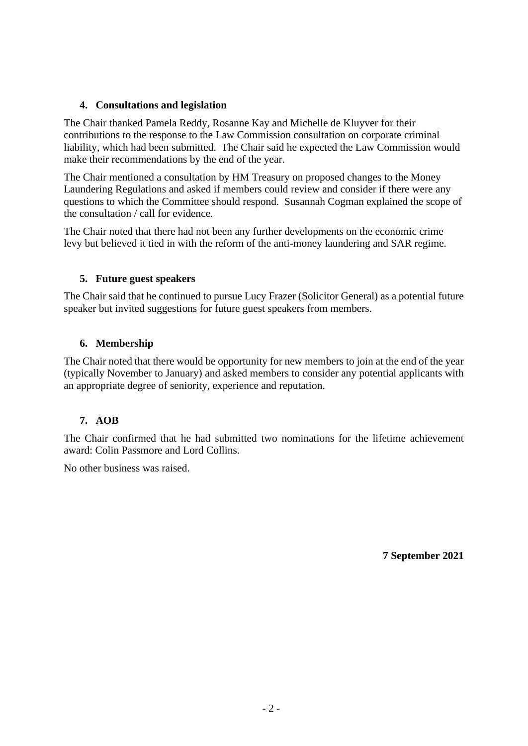## 4. Consultations and legislation

The Chair thanked Pamela Reddy, Rosanne Kay and Michelle de Kluyver for their contributions to the response to the Law Commission consultation on corporate criminal liability, which had been submitted. The Chair said he expected the Law Commission would make their recommendations by the end of the year.

The Chair mentioned a consultation by HM Treasury on proposed changes to the Money Laundering Regulations and asked if members could review and consider if there were any questions to which the Committee should respond. Susannah Cogman explained the scope of the consultation / call for evidence.

The Chair noted that there had not been any further developments on the economic crime levy but believed it tied in with the reform of the anti-money laundering and SAR regime.

## 5. Future guest speakers

The Chair said that he continued to pursue Lucy Frazer (Solicitor General) as a potential future speaker but invited suggestions for future guest speakers from members.

## 6. Membership

The Chair noted that there would be opportunity for new members to join at the end of the year (typically November to January) and asked members to consider any potential applicants with an appropriate degree of seniority, experience and reputation.

## 7. AOB

The Chair confirmed that he had submitted two nominations for the lifetime achievement award: Colin Passmore and Lord Collins.

No other business was raised.

**7 September 2021**